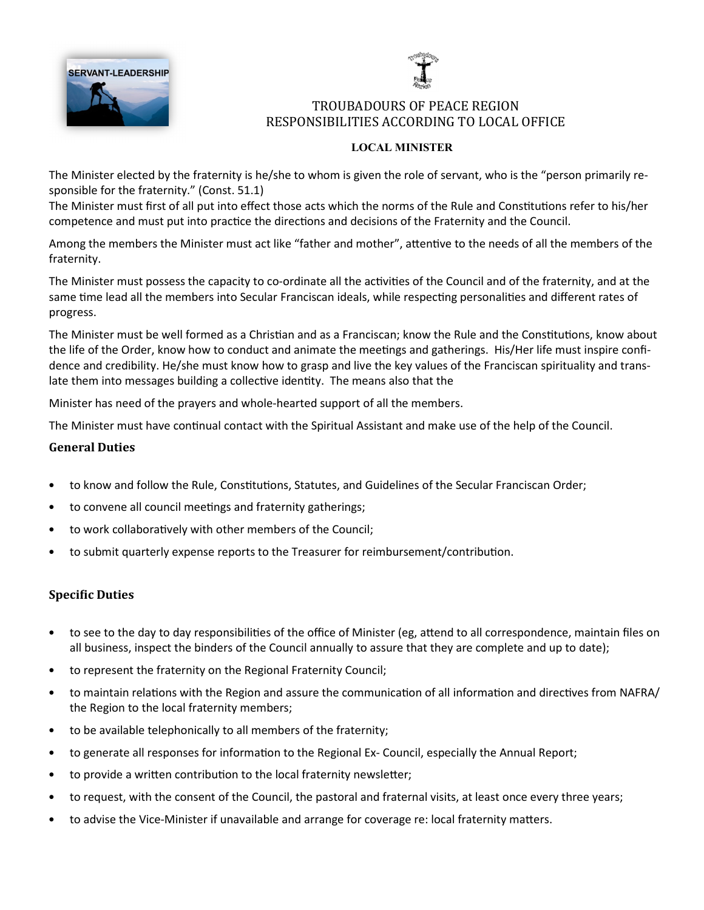# TROUBADOURS OF PEACE REGION
# RESPONSIBILITIES ACCORDING TO LOCAL OFFICE

## LOCAL MINISTER

The Minister elected by the fraternity is he/she to whom is given the role of servant, who is the "person primarily responsible for the fraternity." (Const. 51.1)
The Minister must first of all put into effect those acts which the norms of the Rule and Constitutions refer to his/her competence and must put into practice the directions and decisions of the Fraternity and the Council.

Among the members the Minister must act like "father and mother", attentive to the needs of all the members of the fraternity.

The Minister must possess the capacity to co-ordinate all the activities of the Council and of the fraternity, and at the same time lead all the members into Secular Franciscan ideals, while respecting personalities and different rates of progress.

The Minister must be well formed as a Christian and as a Franciscan; know the Rule and the Constitutions, know about the life of the Order, know how to conduct and animate the meetings and gatherings. His/Her life must inspire confidence and credibility. He/she must know how to grasp and live the key values of the Franciscan spirituality and translate them into messages building a collective identity. The means also that the

Minister has need of the prayers and whole-hearted support of all the members.

The Minister must have continual contact with the Spiritual Assistant and make use of the help of the Council.

### General Duties

- to know and follow the Rule, Constitutions, Statutes, and Guidelines of the Secular Franciscan Order;
- to convene all council meetings and fraternity gatherings;
- to work collaboratively with other members of the Council;
- to submit quarterly expense reports to the Treasurer for reimbursement/contribution.

### Specific Duties

- to see to the day to day responsibilities of the office of Minister (eg, attend to all correspondence, maintain files on all business, inspect the binders of the Council annually to assure that they are complete and up to date);
- to represent the fraternity on the Regional Fraternity Council;
- to maintain relations with the Region and assure the communication of all information and directives from NAFRA/ the Region to the local fraternity members;
- to be available telephonically to all members of the fraternity;
- to generate all responses for information to the Regional Ex- Council, especially the Annual Report;
- to provide a written contribution to the local fraternity newsletter;
- to request, with the consent of the Council, the pastoral and fraternal visits, at least once every three years;
- to advise the Vice-Minister if unavailable and arrange for coverage re: local fraternity matters.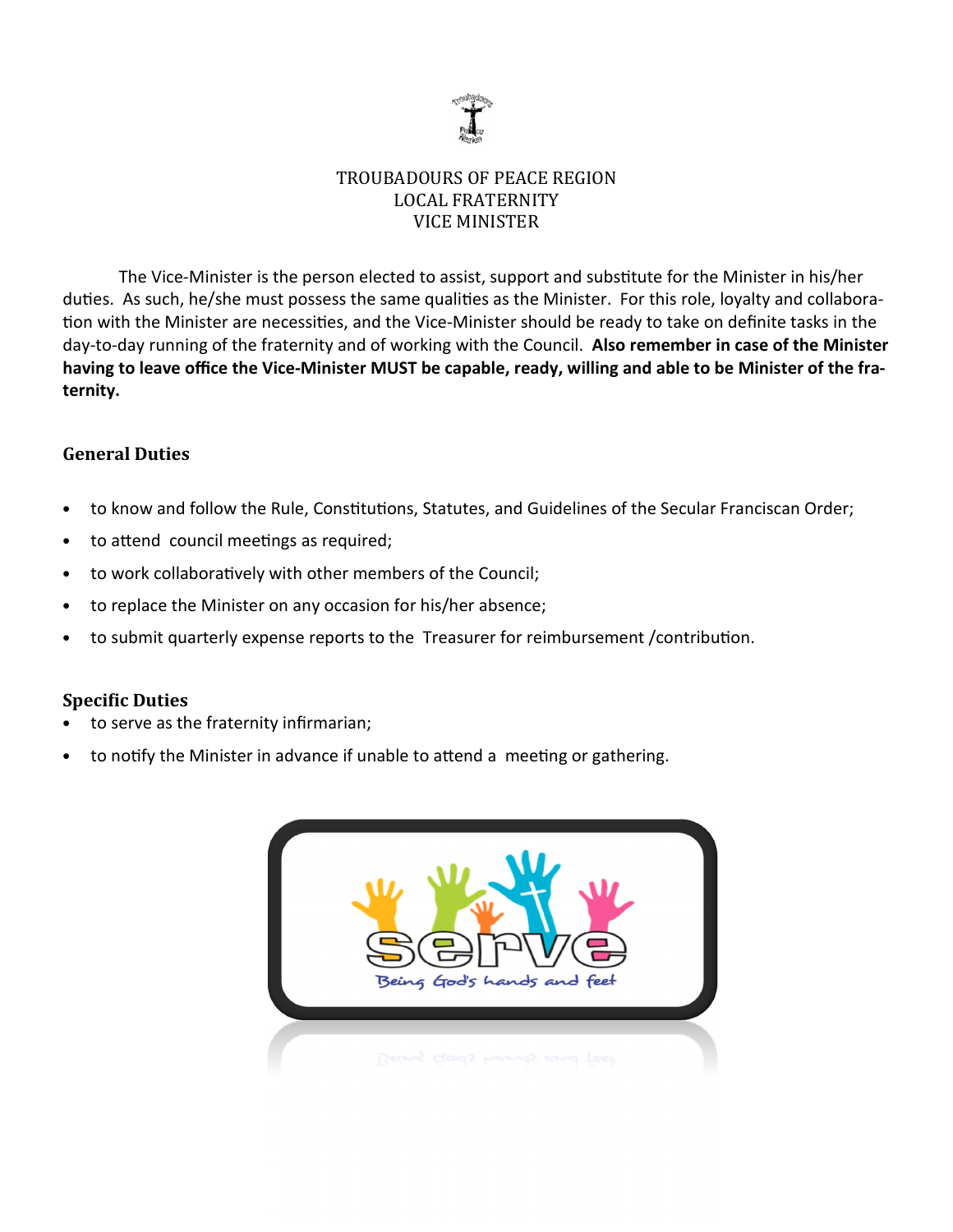TROUBADOURS OF PEACE REGION
LOCAL FRATERNITY
VICE MINISTER

The Vice-Minister is the person elected to assist, support and substitute for the Minister in his/her duties. As such, he/she must possess the same qualities as the Minister. For this role, loyalty and collaboration with the Minister are necessities, and the Vice-Minister should be ready to take on definite tasks in the day-to-day running of the fraternity and of working with the Council. **Also remember in case of the Minister having to leave office the Vice-Minister MUST be capable, ready, willing and able to be Minister of the fraternity.**

## General Duties

- to know and follow the Rule, Constitutions, Statutes, and Guidelines of the Secular Franciscan Order;
- to attend council meetings as required;
- to work collaboratively with other members of the Council;
- to replace the Minister on any occasion for his/her absence;
- to submit quarterly expense reports to the Treasurer for reimbursement /contribution.

## Specific Duties

- to serve as the fraternity infirmarian;
- to notify the Minister in advance if unable to attend a meeting or gathering.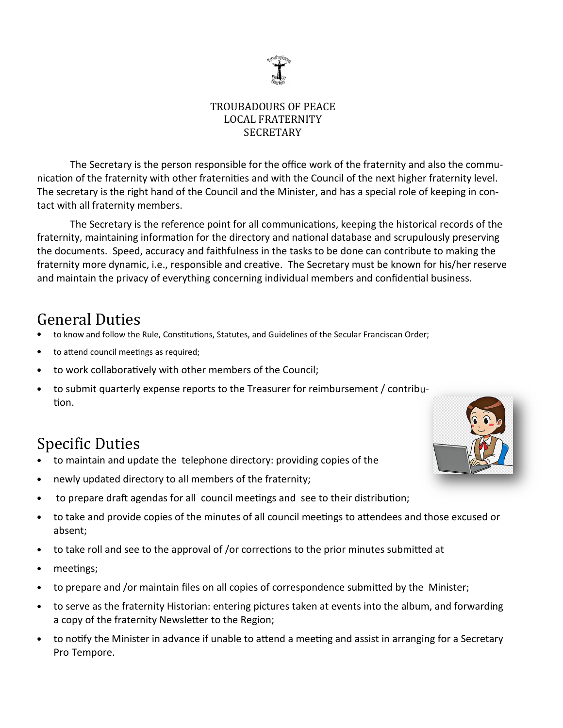TROUBADOURS OF PEACE
LOCAL FRATERNITY
SECRETARY

The Secretary is the person responsible for the office work of the fraternity and also the communication of the fraternity with other fraternities and with the Council of the next higher fraternity level. The secretary is the right hand of the Council and the Minister, and has a special role of keeping in contact with all fraternity members.

The Secretary is the reference point for all communications, keeping the historical records of the fraternity, maintaining information for the directory and national database and scrupulously preserving the documents. Speed, accuracy and faithfulness in the tasks to be done can contribute to making the fraternity more dynamic, i.e., responsible and creative. The Secretary must be known for his/her reserve and maintain the privacy of everything concerning individual members and confidential business.

## General Duties

- to know and follow the Rule, Constitutions, Statutes, and Guidelines of the Secular Franciscan Order;
- to attend council meetings as required;
- to work collaboratively with other members of the Council;
- to submit quarterly expense reports to the Treasurer for reimbursement / contribution.

## Specific Duties

- to maintain and update the telephone directory: providing copies of the
- newly updated directory to all members of the fraternity;
- to prepare draft agendas for all council meetings and see to their distribution;
- to take and provide copies of the minutes of all council meetings to attendees and those excused or absent;
- to take roll and see to the approval of /or corrections to the prior minutes submitted at
- meetings;
- to prepare and /or maintain files on all copies of correspondence submitted by the Minister;
- to serve as the fraternity Historian: entering pictures taken at events into the album, and forwarding a copy of the fraternity Newsletter to the Region;
- to notify the Minister in advance if unable to attend a meeting and assist in arranging for a Secretary Pro Tempore.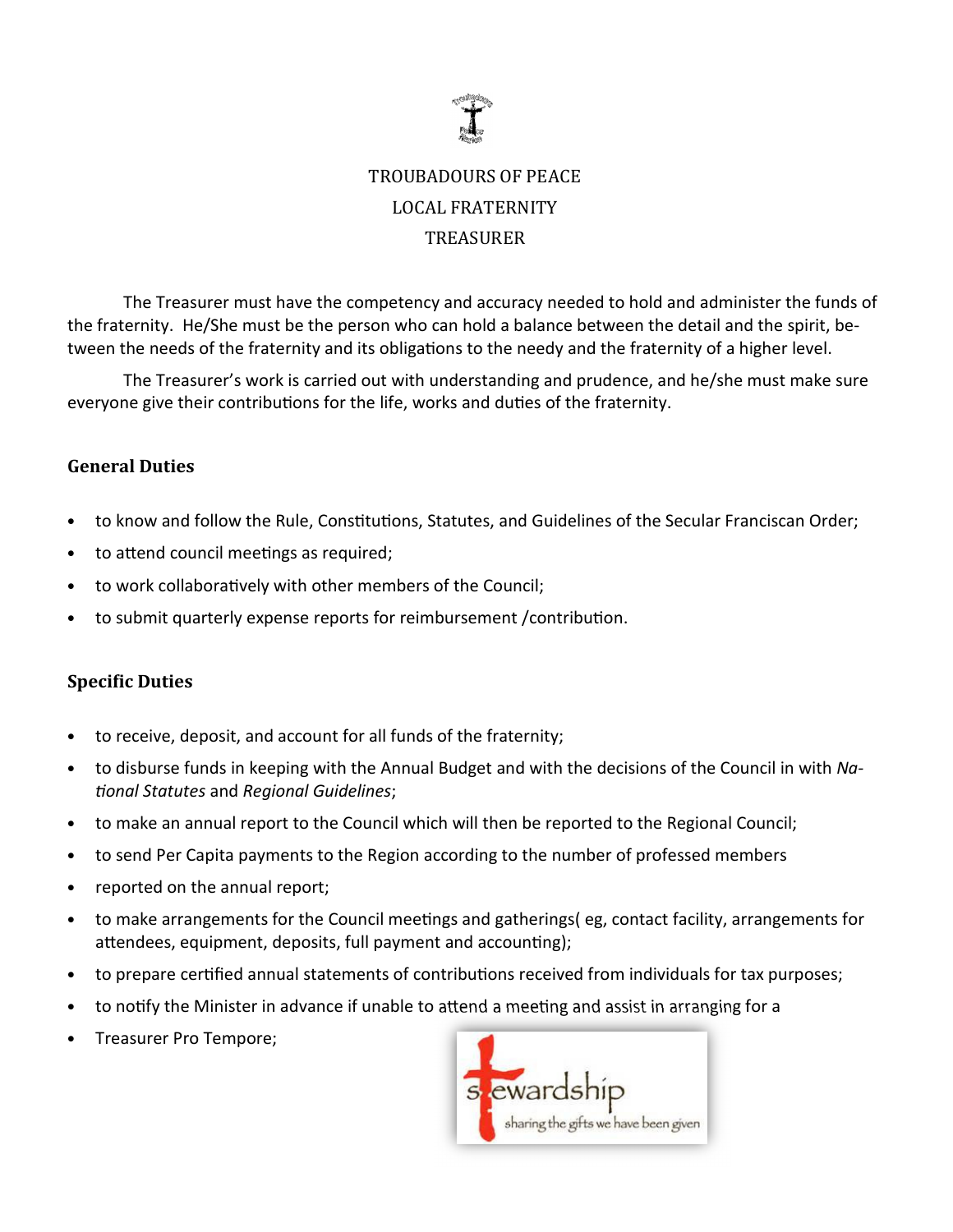TROUBADOURS OF PEACE

LOCAL FRATERNITY

TREASURER

The Treasurer must have the competency and accuracy needed to hold and administer the funds of the fraternity. He/She must be the person who can hold a balance between the detail and the spirit, between the needs of the fraternity and its obligations to the needy and the fraternity of a higher level.

The Treasurer's work is carried out with understanding and prudence, and he/she must make sure everyone give their contributions for the life, works and duties of the fraternity.

## General Duties

- to know and follow the Rule, Constitutions, Statutes, and Guidelines of the Secular Franciscan Order;
- to attend council meetings as required;
- to work collaboratively with other members of the Council;
- to submit quarterly expense reports for reimbursement /contribution.

## Specific Duties

- to receive, deposit, and account for all funds of the fraternity;
- to disburse funds in keeping with the Annual Budget and with the decisions of the Council in with *National Statutes* and *Regional Guidelines*;
- to make an annual report to the Council which will then be reported to the Regional Council;
- to send Per Capita payments to the Region according to the number of professed members
- reported on the annual report;
- to make arrangements for the Council meetings and gatherings( eg, contact facility, arrangements for attendees, equipment, deposits, full payment and accounting);
- to prepare certified annual statements of contributions received from individuals for tax purposes;
- to notify the Minister in advance if unable to attend a meeting and assist in arranging for a
- Treasurer Pro Tempore;

stewardship

sharing the gifts we have been given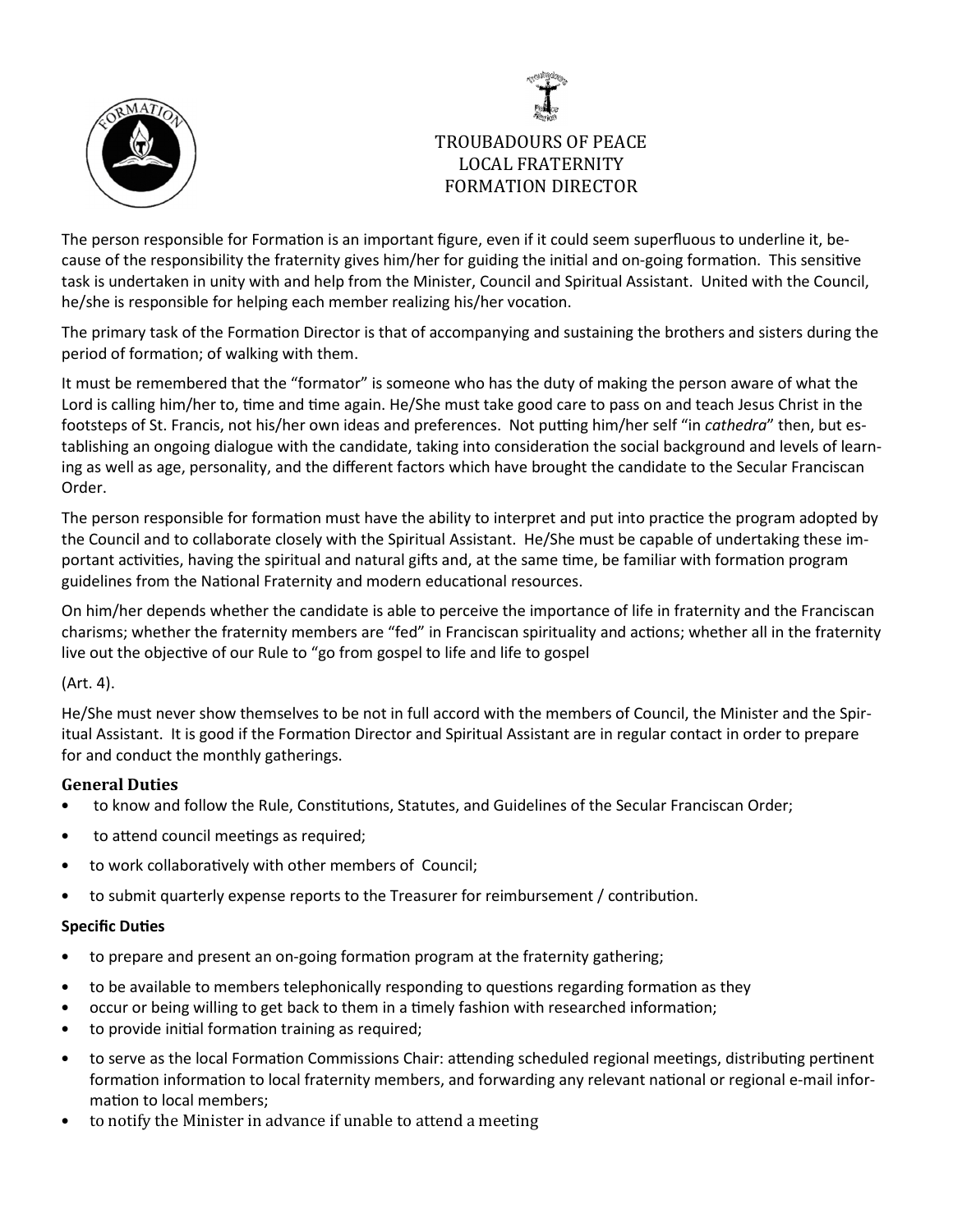# TROUBADOURS OF PEACE LOCAL FRATERNITY FORMATION DIRECTOR

The person responsible for Formation is an important figure, even if it could seem superfluous to underline it, because of the responsibility the fraternity gives him/her for guiding the initial and on-going formation. This sensitive task is undertaken in unity with and help from the Minister, Council and Spiritual Assistant. United with the Council, he/she is responsible for helping each member realizing his/her vocation.

The primary task of the Formation Director is that of accompanying and sustaining the brothers and sisters during the period of formation; of walking with them.

It must be remembered that the "formator" is someone who has the duty of making the person aware of what the Lord is calling him/her to, time and time again. He/She must take good care to pass on and teach Jesus Christ in the footsteps of St. Francis, not his/her own ideas and preferences. Not putting him/her self "in *cathedra*" then, but establishing an ongoing dialogue with the candidate, taking into consideration the social background and levels of learning as well as age, personality, and the different factors which have brought the candidate to the Secular Franciscan Order.

The person responsible for formation must have the ability to interpret and put into practice the program adopted by the Council and to collaborate closely with the Spiritual Assistant. He/She must be capable of undertaking these important activities, having the spiritual and natural gifts and, at the same time, be familiar with formation program guidelines from the National Fraternity and modern educational resources.

On him/her depends whether the candidate is able to perceive the importance of life in fraternity and the Franciscan charisms; whether the fraternity members are "fed" in Franciscan spirituality and actions; whether all in the fraternity live out the objective of our Rule to "go from gospel to life and life to gospel

(Art. 4).

He/She must never show themselves to be not in full accord with the members of Council, the Minister and the Spiritual Assistant. It is good if the Formation Director and Spiritual Assistant are in regular contact in order to prepare for and conduct the monthly gatherings.

### General Duties

- to know and follow the Rule, Constitutions, Statutes, and Guidelines of the Secular Franciscan Order;
- to attend council meetings as required;
- to work collaboratively with other members of Council;
- to submit quarterly expense reports to the Treasurer for reimbursement / contribution.

### Specific Duties

- to prepare and present an on-going formation program at the fraternity gathering;
- to be available to members telephonically responding to questions regarding formation as they
- occur or being willing to get back to them in a timely fashion with researched information;
- to provide initial formation training as required;
- to serve as the local Formation Commissions Chair: attending scheduled regional meetings, distributing pertinent formation information to local fraternity members, and forwarding any relevant national or regional e-mail information to local members;
- to notify the Minister in advance if unable to attend a meeting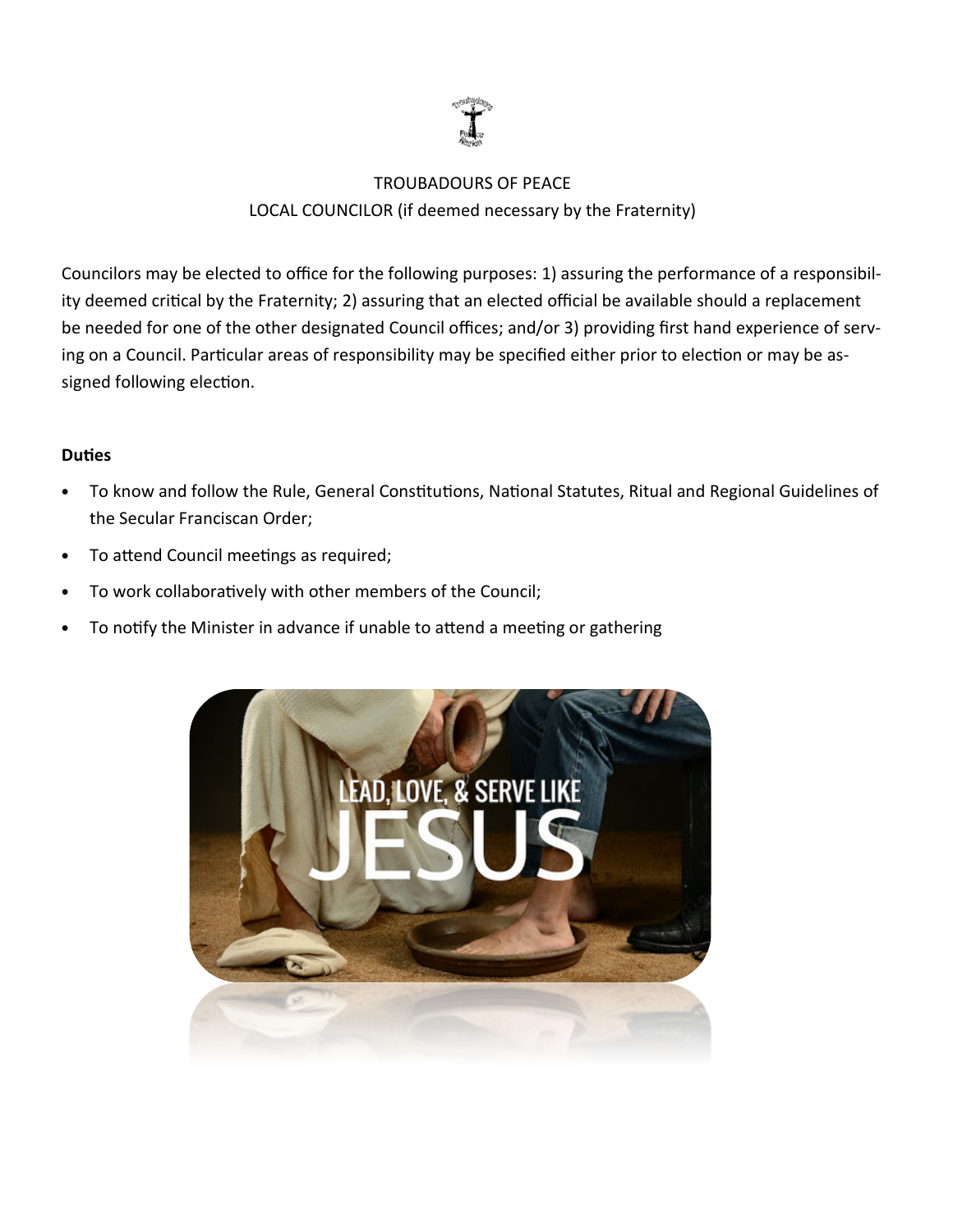TROUBADOURS OF PEACE

LOCAL COUNCILOR (if deemed necessary by the Fraternity)

Councilors may be elected to office for the following purposes: 1) assuring the performance of a responsibility deemed critical by the Fraternity; 2) assuring that an elected official be available should a replacement be needed for one of the other designated Council offices; and/or 3) providing first hand experience of serving on a Council. Particular areas of responsibility may be specified either prior to election or may be assigned following election.

**Duties**

- To know and follow the Rule, General Constitutions, National Statutes, Ritual and Regional Guidelines of the Secular Franciscan Order;
- To attend Council meetings as required;
- To work collaboratively with other members of the Council;
- To notify the Minister in advance if unable to attend a meeting or gathering